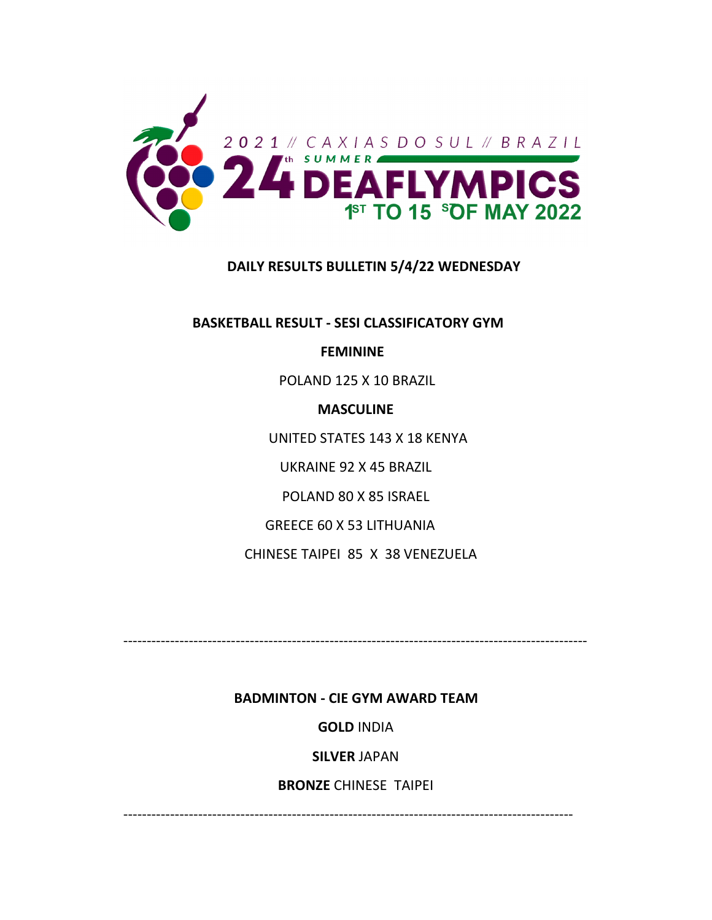2021 // CAXIAS DO SUL // BRAZIL

24th SUMMER DEAFLYMPICS

1ST TO 15 ST OF MAY 2022

**DAILY RESULTS BULLETIN 5/4/22 WEDNESDAY**

**BASKETBALL RESULT - SESI CLASSIFICATORY GYM**

**FEMININE**

POLAND 125 X 10 BRAZIL

**MASCULINE**

UNITED STATES 143 X 18 KENYA

UKRAINE 92 X 45 BRAZIL

POLAND 80 X 85 ISRAEL

GREECE 60 X 53 LITHUANIA

CHINESE TAIPEI 85 X 38 VENEZUELA

---

**BADMINTON - CIE GYM AWARD TEAM**

**GOLD** INDIA

**SILVER** JAPAN

**BRONZE** CHINESE TAIPEI

---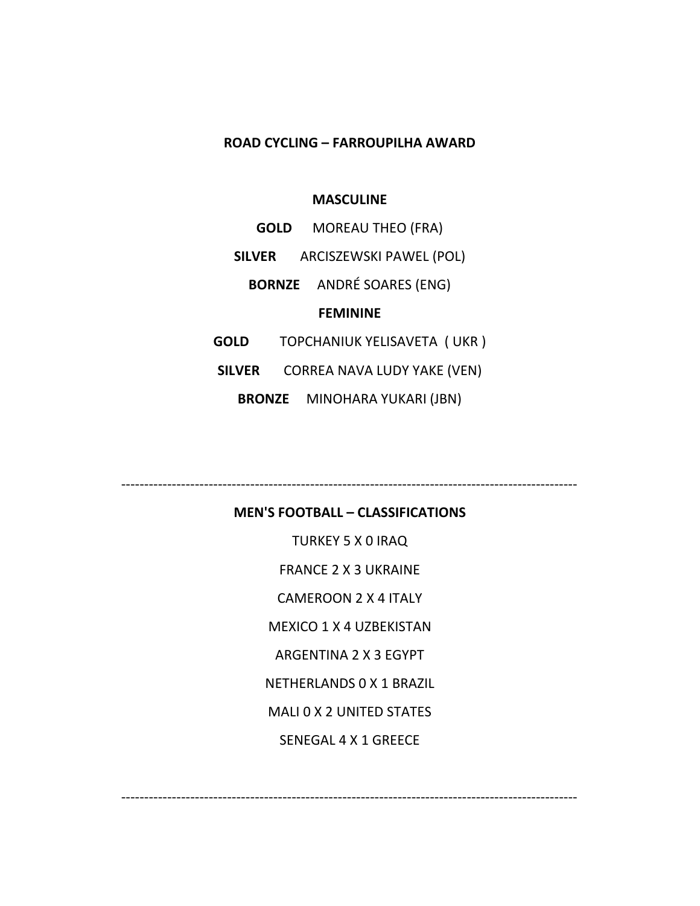**ROAD CYCLING – FARROUPILHA AWARD**

**MASCULINE**

**GOLD** MOREAU THEO (FRA)

**SILVER** ARCISZEWSKI PAWEL (POL)

**BORNZE** ANDRÉ SOARES (ENG)

**FEMININE**

**GOLD** TOPCHANIUK YELISAVETA ( UKR )

**SILVER** CORREA NAVA LUDY YAKE (VEN)

**BRONZE** MINOHARA YUKARI (JBN)

---

**MEN'S FOOTBALL – CLASSIFICATIONS**

TURKEY 5 X 0 IRAQ

FRANCE 2 X 3 UKRAINE

CAMEROON 2 X 4 ITALY

MEXICO 1 X 4 UZBEKISTAN

ARGENTINA 2 X 3 EGYPT

NETHERLANDS 0 X 1 BRAZIL

MALI 0 X 2 UNITED STATES

SENEGAL 4 X 1 GREECE

---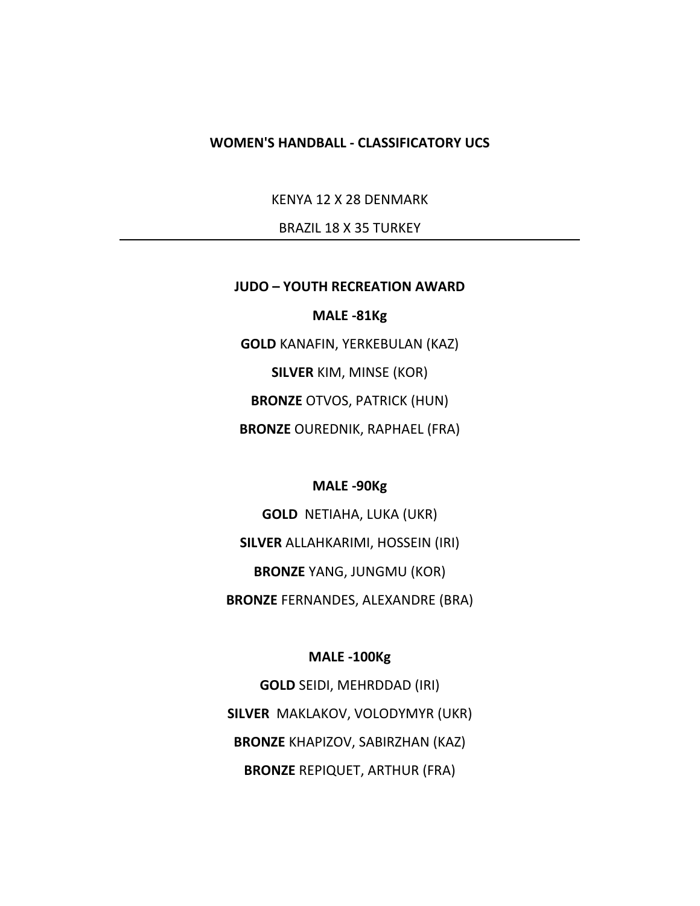**WOMEN'S HANDBALL - CLASSIFICATORY UCS**

KENYA 12 X 28 DENMARK

BRAZIL 18 X 35 TURKEY

---

**JUDO – YOUTH RECREATION AWARD**

**MALE -81Kg**

**GOLD** KANAFIN, YERKEBULAN (KAZ)

**SILVER** KIM, MINSE (KOR)

**BRONZE** OTVOS, PATRICK (HUN)

**BRONZE** OUREDNIK, RAPHAEL (FRA)

**MALE -90Kg**

**GOLD** NETIAHA, LUKA (UKR)

**SILVER** ALLAHKARIMI, HOSSEIN (IRI)

**BRONZE** YANG, JUNGMU (KOR)

**BRONZE** FERNANDES, ALEXANDRE (BRA)

**MALE -100Kg**

**GOLD** SEIDI, MEHRDDAD (IRI)

**SILVER** MAKLAKOV, VOLODYMYR (UKR)

**BRONZE** KHAPIZOV, SABIRZHAN (KAZ)

**BRONZE** REPIQUET, ARTHUR (FRA)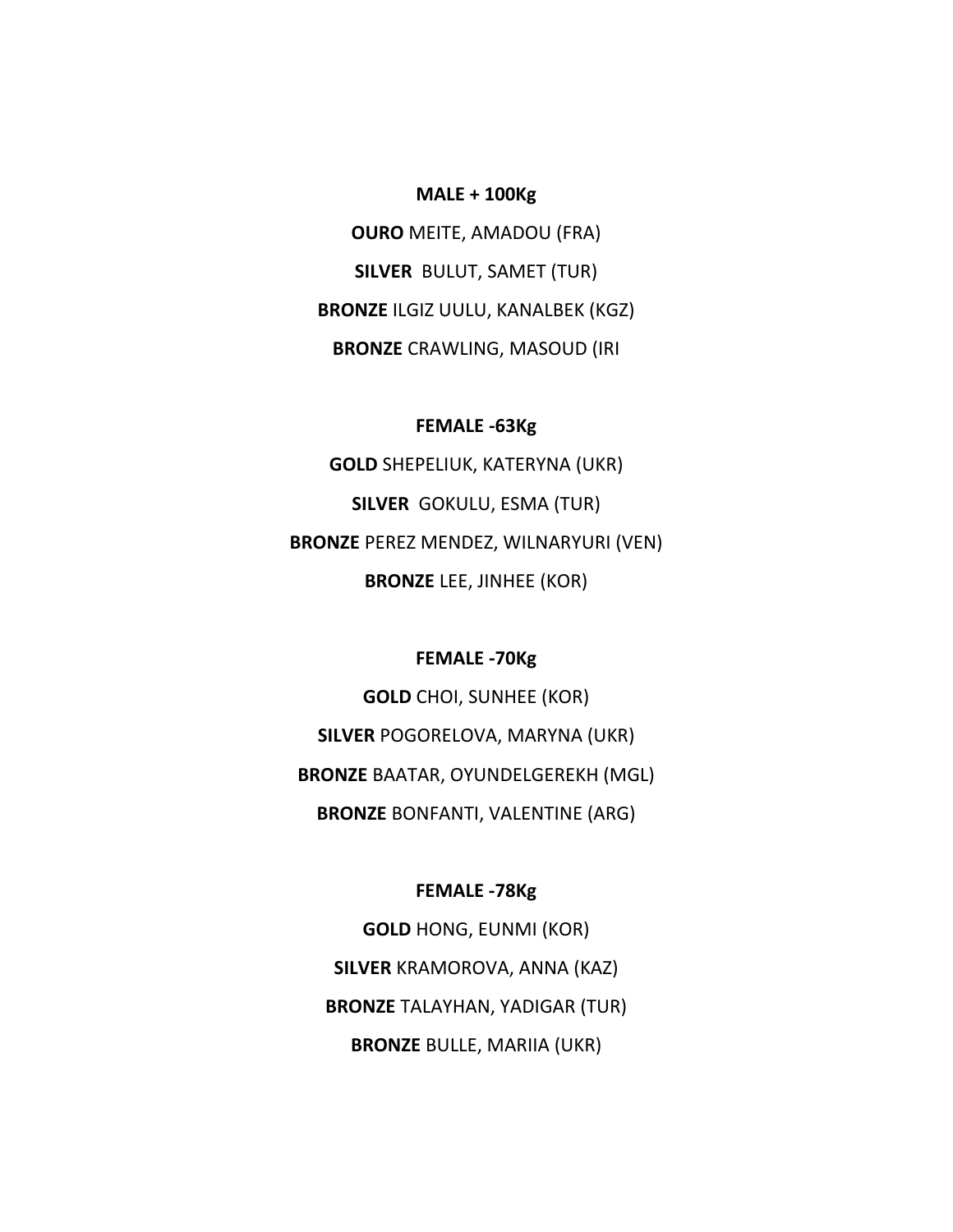**MALE + 100Kg**

**OURO** MEITE, AMADOU (FRA)

**SILVER** BULUT, SAMET (TUR)

**BRONZE** ILGIZ UULU, KANALBEK (KGZ)

**BRONZE** CRAWLING, MASOUD (IRI

**FEMALE -63Kg**

**GOLD** SHEPELIUK, KATERYNA (UKR)

**SILVER** GOKULU, ESMA (TUR)

**BRONZE** PEREZ MENDEZ, WILNARYURI (VEN)

**BRONZE** LEE, JINHEE (KOR)

**FEMALE -70Kg**

**GOLD** CHOI, SUNHEE (KOR)

**SILVER** POGORELOVA, MARYNA (UKR)

**BRONZE** BAATAR, OYUNDELGEREKH (MGL)

**BRONZE** BONFANTI, VALENTINE (ARG)

**FEMALE -78Kg**

**GOLD** HONG, EUNMI (KOR)

**SILVER** KRAMOROVA, ANNA (KAZ)

**BRONZE** TALAYHAN, YADIGAR (TUR)

**BRONZE** BULLE, MARIIA (UKR)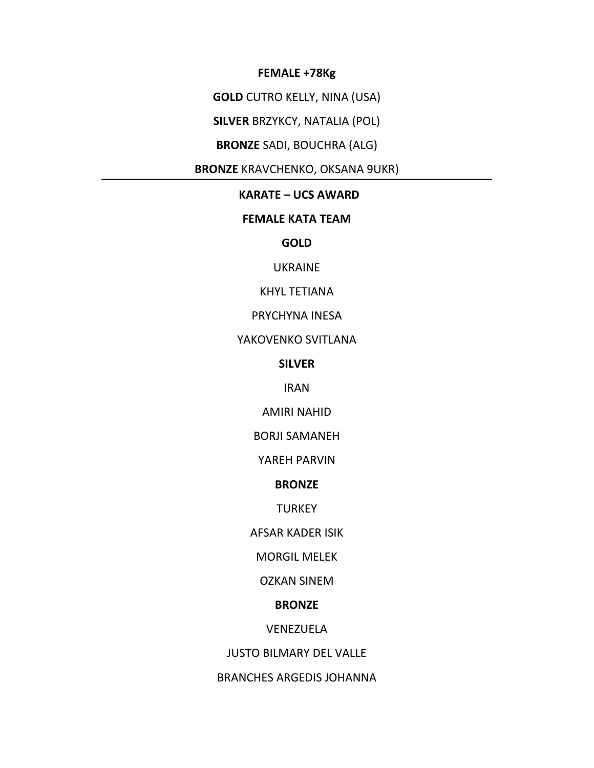**FEMALE +78Kg**

**GOLD** CUTRO KELLY, NINA (USA)

**SILVER** BRZYKCY, NATALIA (POL)

**BRONZE** SADI, BOUCHRA (ALG)

**BRONZE** KRAVCHENKO, OKSANA 9UKR)

---

**KARATE – UCS AWARD**

**FEMALE KATA TEAM**

**GOLD**

UKRAINE

KHYL TETIANA

PRYCHYNA INESA

YAKOVENKO SVITLANA

**SILVER**

IRAN

AMIRI NAHID

BORJI SAMANEH

YAREH PARVIN

**BRONZE**

TURKEY

AFSAR KADER ISIK

MORGIL MELEK

OZKAN SINEM

**BRONZE**

VENEZUELA

JUSTO BILMARY DEL VALLE

BRANCHES ARGEDIS JOHANNA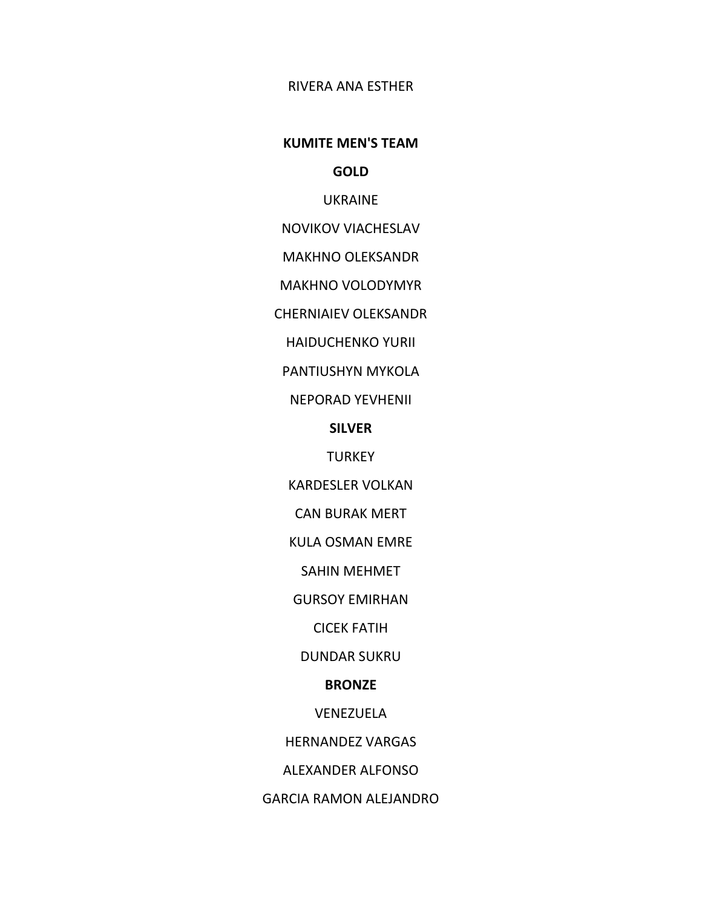RIVERA ANA ESTHER

**KUMITE MEN'S TEAM**

**GOLD**

UKRAINE

NOVIKOV VIACHESLAV

MAKHNO OLEKSANDR

MAKHNO VOLODYMYR

CHERNIAIEV OLEKSANDR

HAIDUCHENKO YURII

PANTIUSHYN MYKOLA

NEPORAD YEVHENII

**SILVER**

TURKEY

KARDESLER VOLKAN

CAN BURAK MERT

KULA OSMAN EMRE

SAHIN MEHMET

GURSOY EMIRHAN

CICEK FATIH

DUNDAR SUKRU

**BRONZE**

VENEZUELA

HERNANDEZ VARGAS

ALEXANDER ALFONSO

GARCIA RAMON ALEJANDRO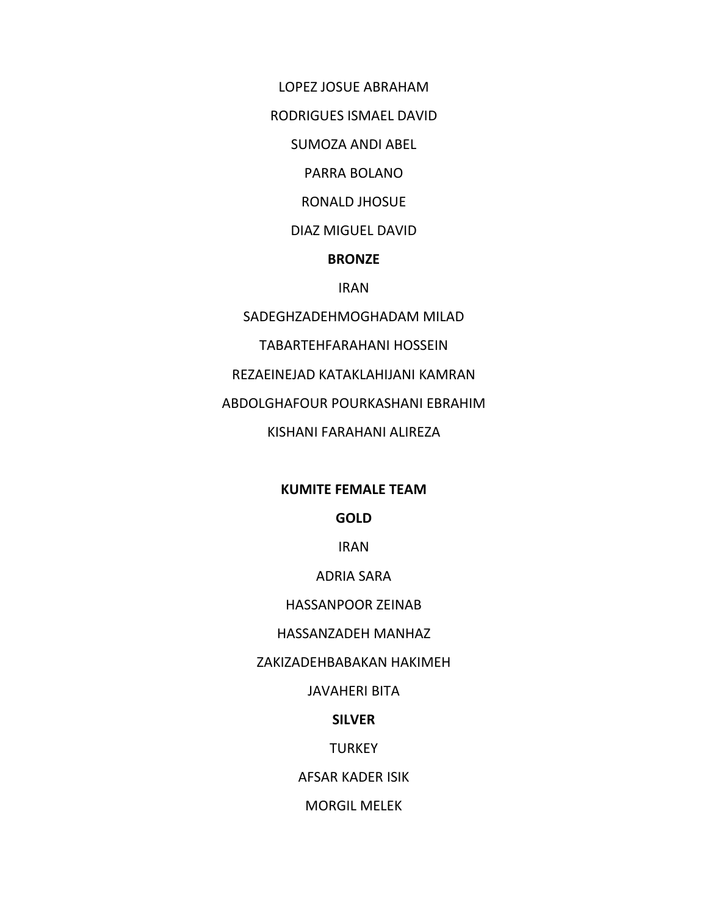LOPEZ JOSUE ABRAHAM

RODRIGUES ISMAEL DAVID

SUMOZA ANDI ABEL

PARRA BOLANO

RONALD JHOSUE

DIAZ MIGUEL DAVID

**BRONZE**

IRAN

SADEGHZADEHMOGHADAM MILAD

TABARTEHFARAHANI HOSSEIN

REZAEINEJAD KATAKLAHIJANI KAMRAN

ABDOLGHAFOUR POURKASHANI EBRAHIM

KISHANI FARAHANI ALIREZA

**KUMITE FEMALE TEAM**

**GOLD**

IRAN

ADRIA SARA

HASSANPOOR ZEINAB

HASSANZADEH MANHAZ

ZAKIZADEHBABAKAN HAKIMEH

JAVAHERI BITA

**SILVER**

TURKEY

AFSAR KADER ISIK

MORGIL MELEK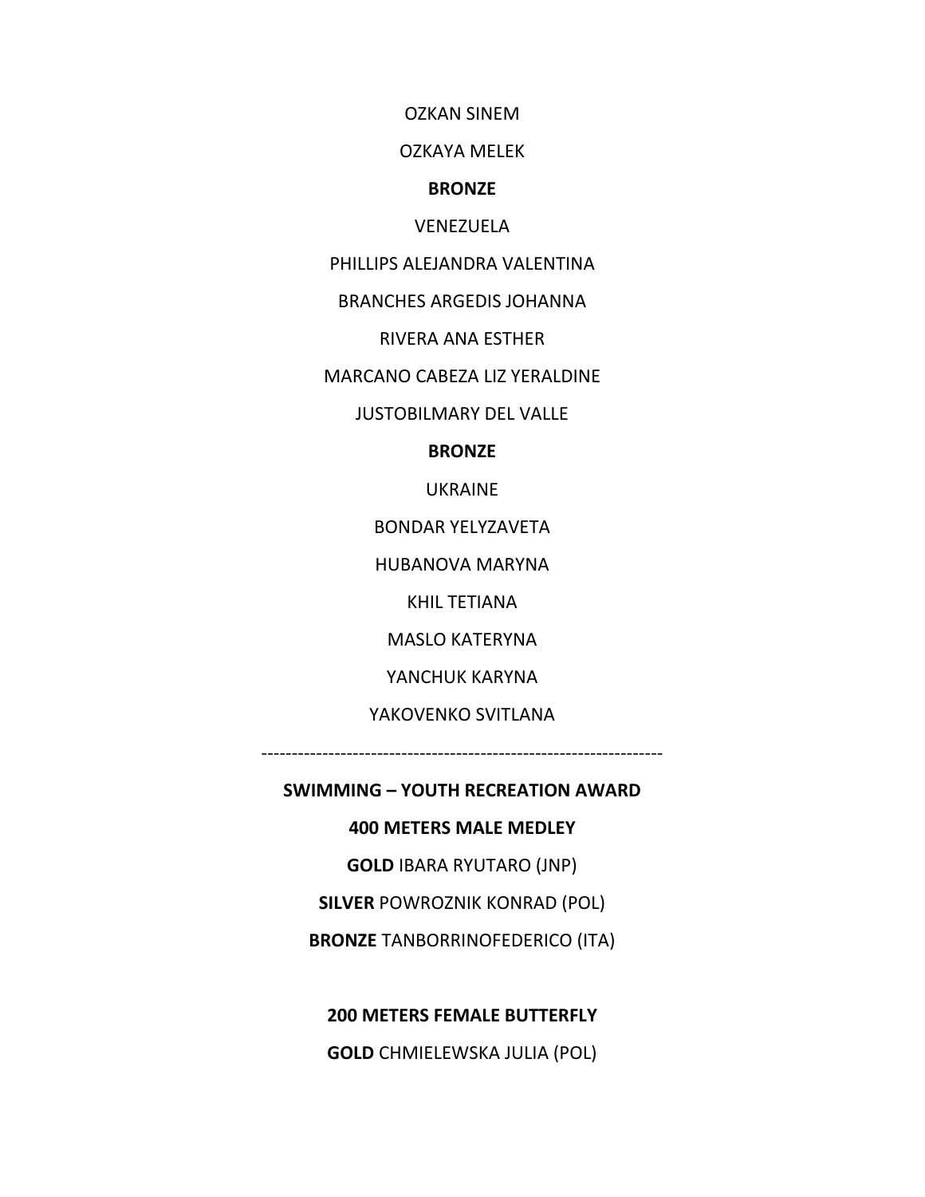OZKAN SINEM

OZKAYA MELEK

**BRONZE**

VENEZUELA

PHILLIPS ALEJANDRA VALENTINA

BRANCHES ARGEDIS JOHANNA

RIVERA ANA ESTHER

MARCANO CABEZA LIZ YERALDINE

JUSTOBILMARY DEL VALLE

**BRONZE**

UKRAINE

BONDAR YELYZAVETA

HUBANOVA MARYNA

KHIL TETIANA

MASLO KATERYNA

YANCHUK KARYNA

YAKOVENKO SVITLANA

------------------------------------------------------------------

**SWIMMING – YOUTH RECREATION AWARD**

**400 METERS MALE MEDLEY**

**GOLD** IBARA RYUTARO (JNP)

**SILVER** POWROZNIK KONRAD (POL)

**BRONZE** TANBORRINOFEDERICO (ITA)

**200 METERS FEMALE BUTTERFLY**

**GOLD** CHMIELEWSKA JULIA (POL)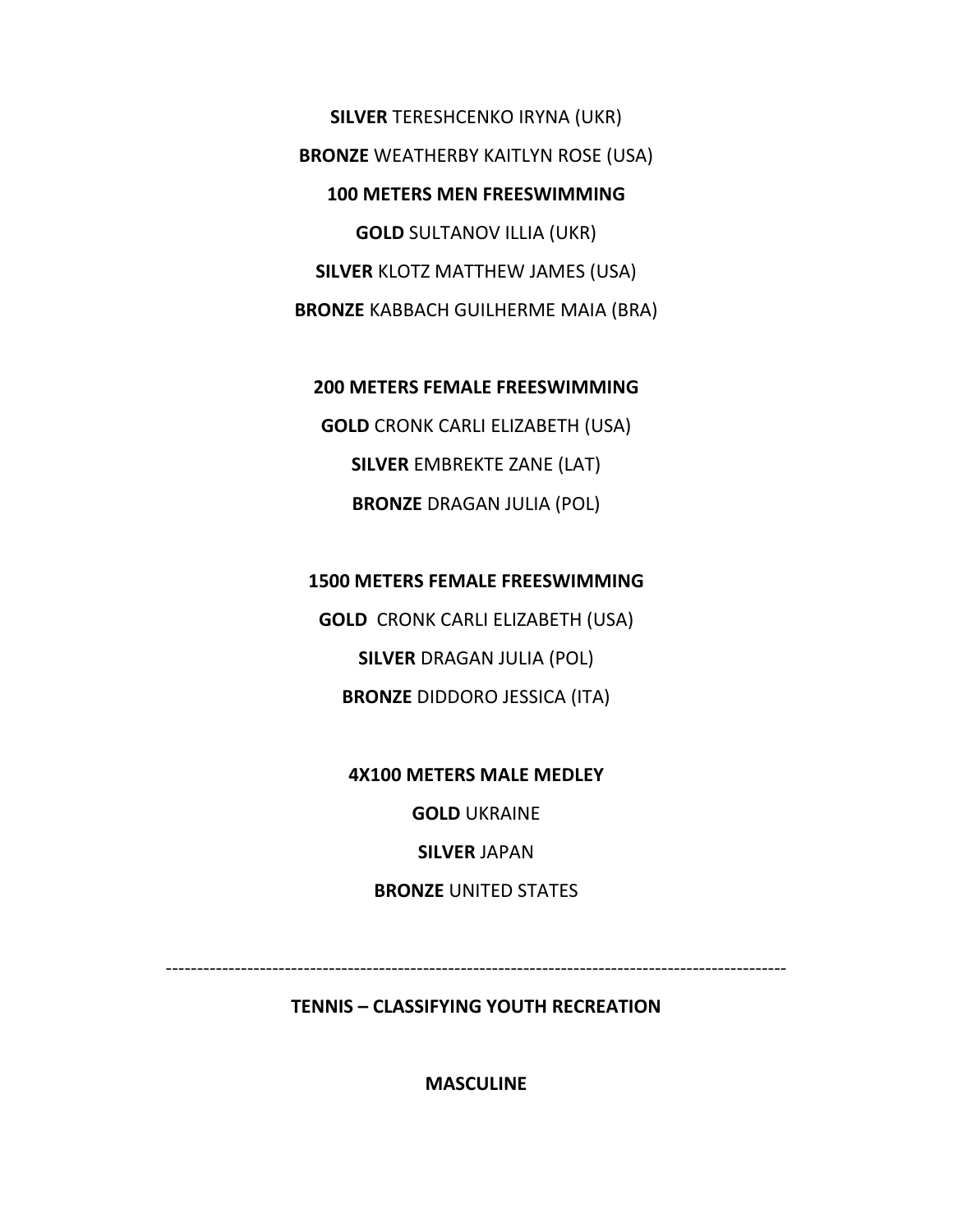**SILVER** TERESHCENKO IRYNA (UKR)

**BRONZE** WEATHERBY KAITLYN ROSE (USA)

**100 METERS MEN FREESWIMMING**

**GOLD** SULTANOV ILLIA (UKR)

**SILVER** KLOTZ MATTHEW JAMES (USA)

**BRONZE** KABBACH GUILHERME MAIA (BRA)

**200 METERS FEMALE FREESWIMMING**

**GOLD** CRONK CARLI ELIZABETH (USA)

**SILVER** EMBREKTE ZANE (LAT)

**BRONZE** DRAGAN JULIA (POL)

**1500 METERS FEMALE FREESWIMMING**

**GOLD** CRONK CARLI ELIZABETH (USA)

**SILVER** DRAGAN JULIA (POL)

**BRONZE** DIDDORO JESSICA (ITA)

**4X100 METERS MALE MEDLEY**

**GOLD** UKRAINE

**SILVER** JAPAN

**BRONZE** UNITED STATES

---

**TENNIS – CLASSIFYING YOUTH RECREATION**

**MASCULINE**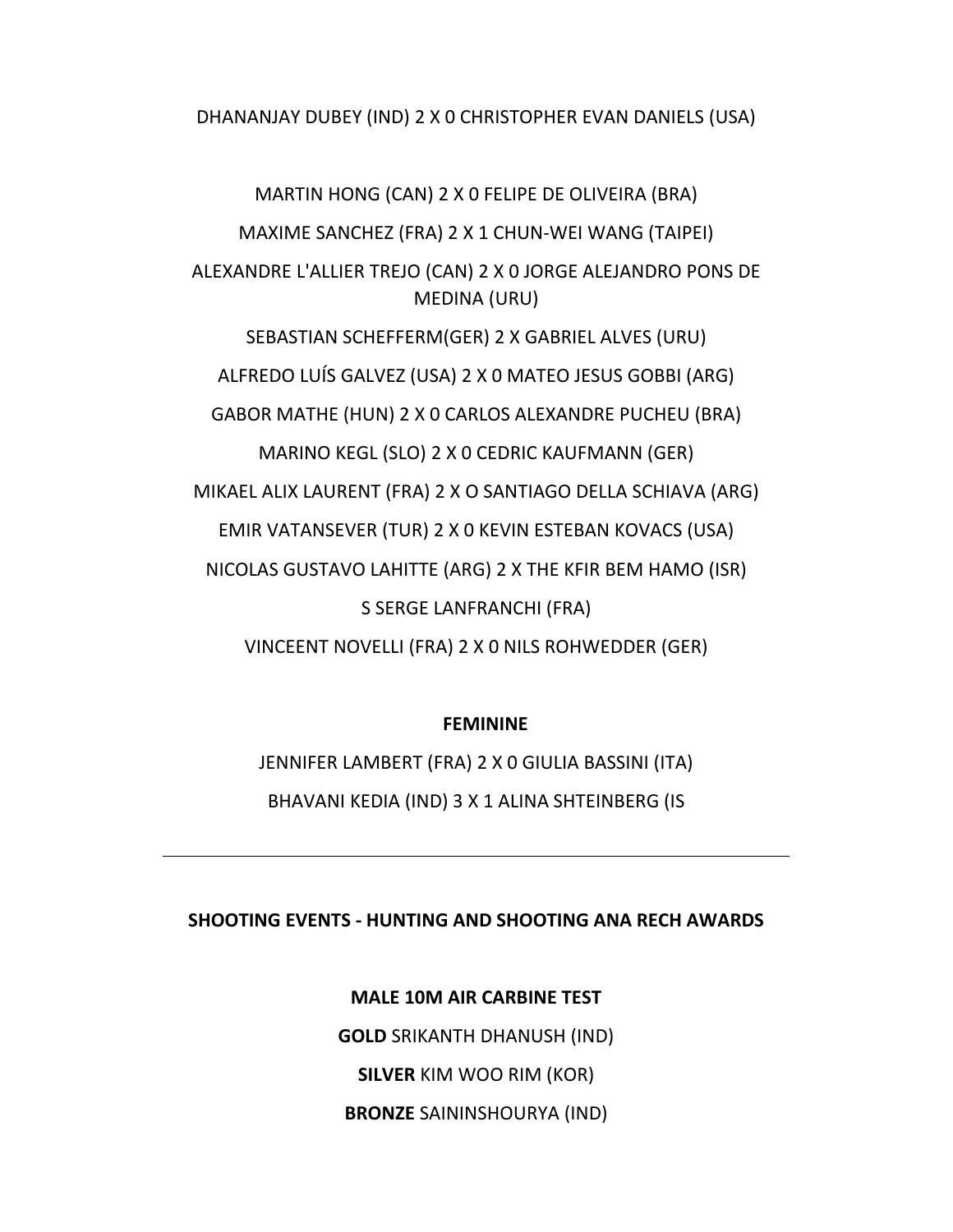DHANANJAY DUBEY (IND) 2 X 0 CHRISTOPHER EVAN DANIELS (USA)

MARTIN HONG (CAN) 2 X 0 FELIPE DE OLIVEIRA (BRA)

MAXIME SANCHEZ (FRA) 2 X 1 CHUN-WEI WANG (TAIPEI)

ALEXANDRE L'ALLIER TREJO (CAN) 2 X 0 JORGE ALEJANDRO PONS DE MEDINA (URU)

SEBASTIAN SCHEFFERM(GER) 2 X GABRIEL ALVES (URU)

ALFREDO LUÍS GALVEZ (USA) 2 X 0 MATEO JESUS GOBBI (ARG)

GABOR MATHE (HUN) 2 X 0 CARLOS ALEXANDRE PUCHEU (BRA)

MARINO KEGL (SLO) 2 X 0 CEDRIC KAUFMANN (GER)

MIKAEL ALIX LAURENT (FRA) 2 X O SANTIAGO DELLA SCHIAVA (ARG)

EMIR VATANSEVER (TUR) 2 X 0 KEVIN ESTEBAN KOVACS (USA)

NICOLAS GUSTAVO LAHITTE (ARG) 2 X THE KFIR BEM HAMO (ISR)

S SERGE LANFRANCHI (FRA)

VINCEENT NOVELLI (FRA) 2 X 0 NILS ROHWEDDER (GER)

**FEMININE**

JENNIFER LAMBERT (FRA) 2 X 0 GIULIA BASSINI (ITA)

BHAVANI KEDIA (IND) 3 X 1 ALINA SHTEINBERG (IS

---

**SHOOTING EVENTS - HUNTING AND SHOOTING ANA RECH AWARDS**

**MALE 10M AIR CARBINE TEST**

**GOLD** SRIKANTH DHANUSH (IND)

**SILVER** KIM WOO RIM (KOR)

**BRONZE** SAININSHOURYA (IND)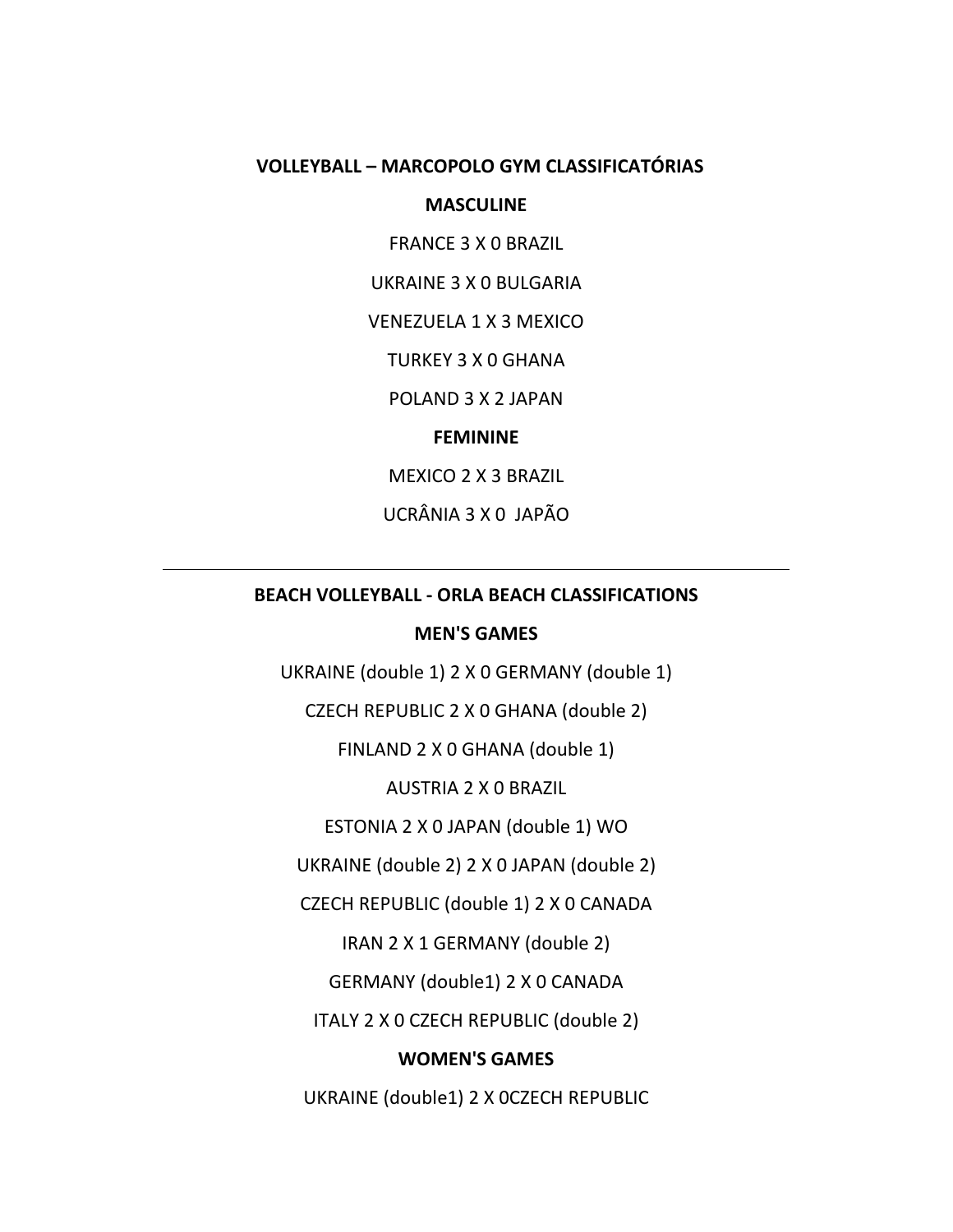**VOLLEYBALL – MARCOPOLO GYM CLASSIFICATÓRIAS**

**MASCULINE**

FRANCE 3 X 0 BRAZIL

UKRAINE 3 X 0 BULGARIA

VENEZUELA 1 X 3 MEXICO

TURKEY 3 X 0 GHANA

POLAND 3 X 2 JAPAN

**FEMININE**

MEXICO 2 X 3 BRAZIL

UCRÂNIA 3 X 0 JAPÃO

---

**BEACH VOLLEYBALL - ORLA BEACH CLASSIFICATIONS**

**MEN'S GAMES**

UKRAINE (double 1) 2 X 0 GERMANY (double 1)

CZECH REPUBLIC 2 X 0 GHANA (double 2)

FINLAND 2 X 0 GHANA (double 1)

AUSTRIA 2 X 0 BRAZIL

ESTONIA 2 X 0 JAPAN (double 1) WO

UKRAINE (double 2) 2 X 0 JAPAN (double 2)

CZECH REPUBLIC (double 1) 2 X 0 CANADA

IRAN 2 X 1 GERMANY (double 2)

GERMANY (double1) 2 X 0 CANADA

ITALY 2 X 0 CZECH REPUBLIC (double 2)

**WOMEN'S GAMES**

UKRAINE (double1) 2 X 0CZECH REPUBLIC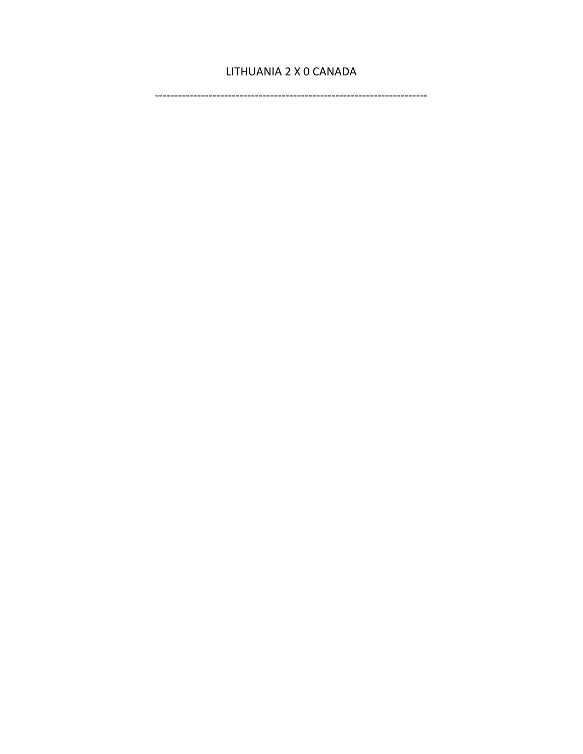LITHUANIA 2 X 0 CANADA

-----------------------------------------------------------------------